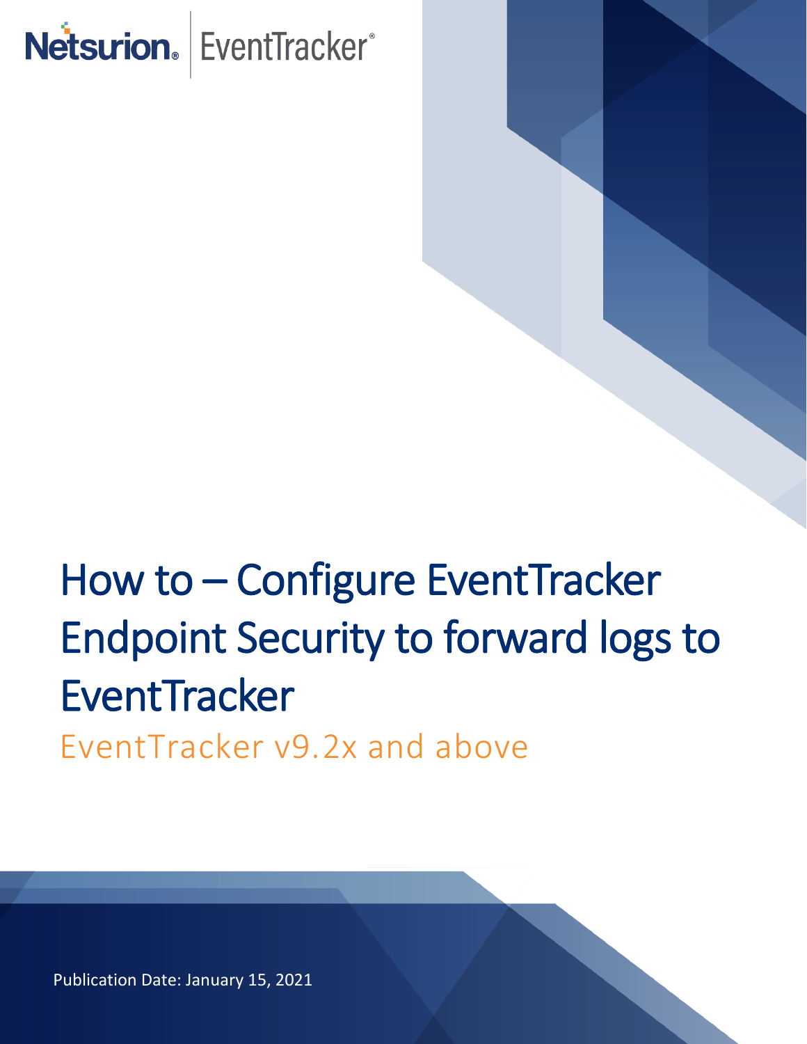Netsurion. | EventTracker®

# How to – Configure EventTracker Endpoint Security to forward logs to EventTracker

EventTracker v9.2x and above

Publication Date: January 15, 2021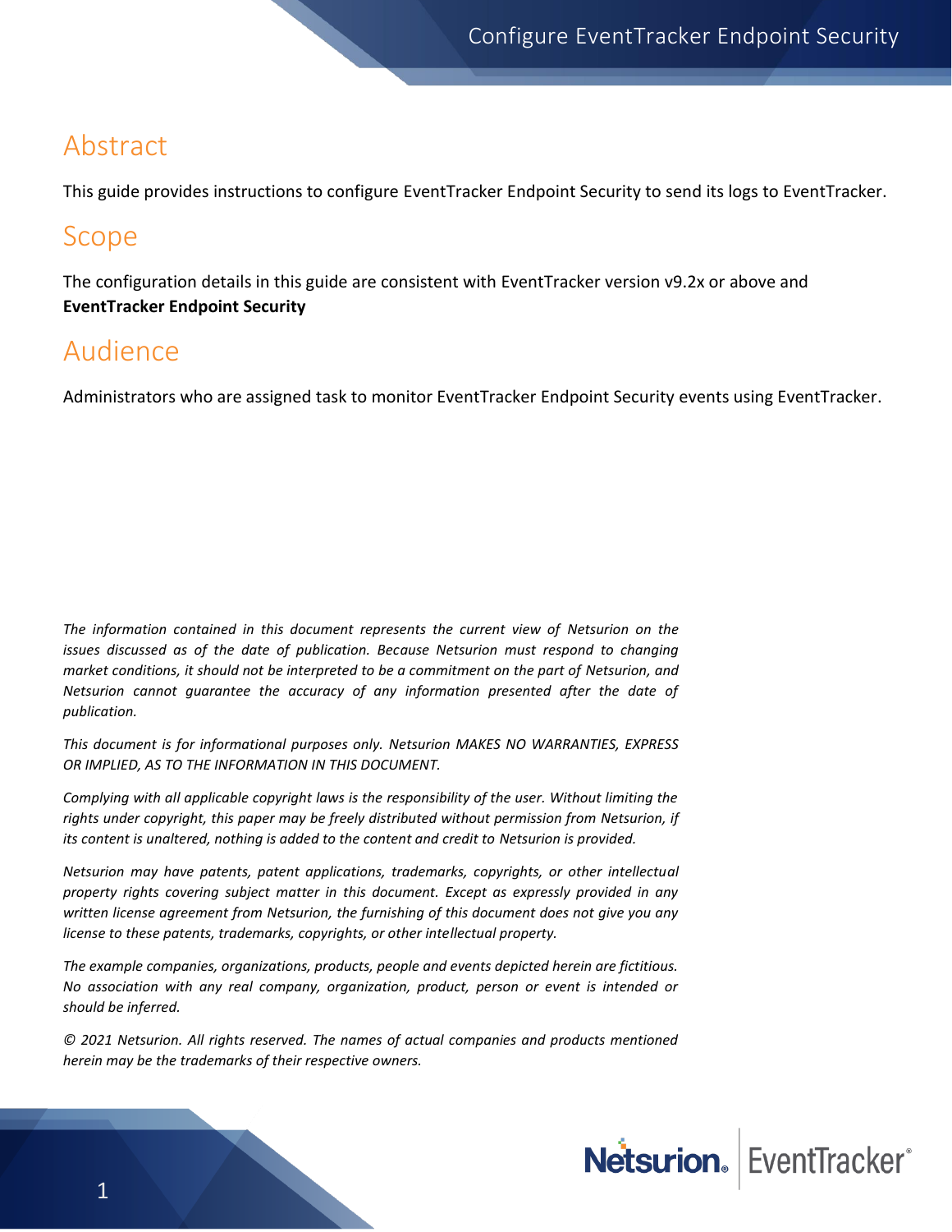# Abstract

This guide provides instructions to configure EventTracker Endpoint Security to send its logs to EventTracker.

# Scope

The configuration details in this guide are consistent with EventTracker version v9.2x or above and **EventTracker Endpoint Security**

# Audience

Administrators who are assigned task to monitor EventTracker Endpoint Security events using EventTracker.

*The information contained in this document represents the current view of Netsurion on the issues discussed as of the date of publication. Because Netsurion must respond to changing market conditions, it should not be interpreted to be a commitment on the part of Netsurion, and Netsurion cannot guarantee the accuracy of any information presented after the date of publication.*

*This document is for informational purposes only. Netsurion MAKES NO WARRANTIES, EXPRESS OR IMPLIED, AS TO THE INFORMATION IN THIS DOCUMENT.*

*Complying with all applicable copyright laws is the responsibility of the user. Without limiting the rights under copyright, this paper may be freely distributed without permission from Netsurion, if its content is unaltered, nothing is added to the content and credit to Netsurion is provided.*

*Netsurion may have patents, patent applications, trademarks, copyrights, or other intellectual property rights covering subject matter in this document. Except as expressly provided in any written license agreement from Netsurion, the furnishing of this document does not give you any license to these patents, trademarks, copyrights, or other intellectual property.*

*The example companies, organizations, products, people and events depicted herein are fictitious. No association with any real company, organization, product, person or event is intended or should be inferred.*

*© 2021 Netsurion. All rights reserved. The names of actual companies and products mentioned herein may be the trademarks of their respective owners.*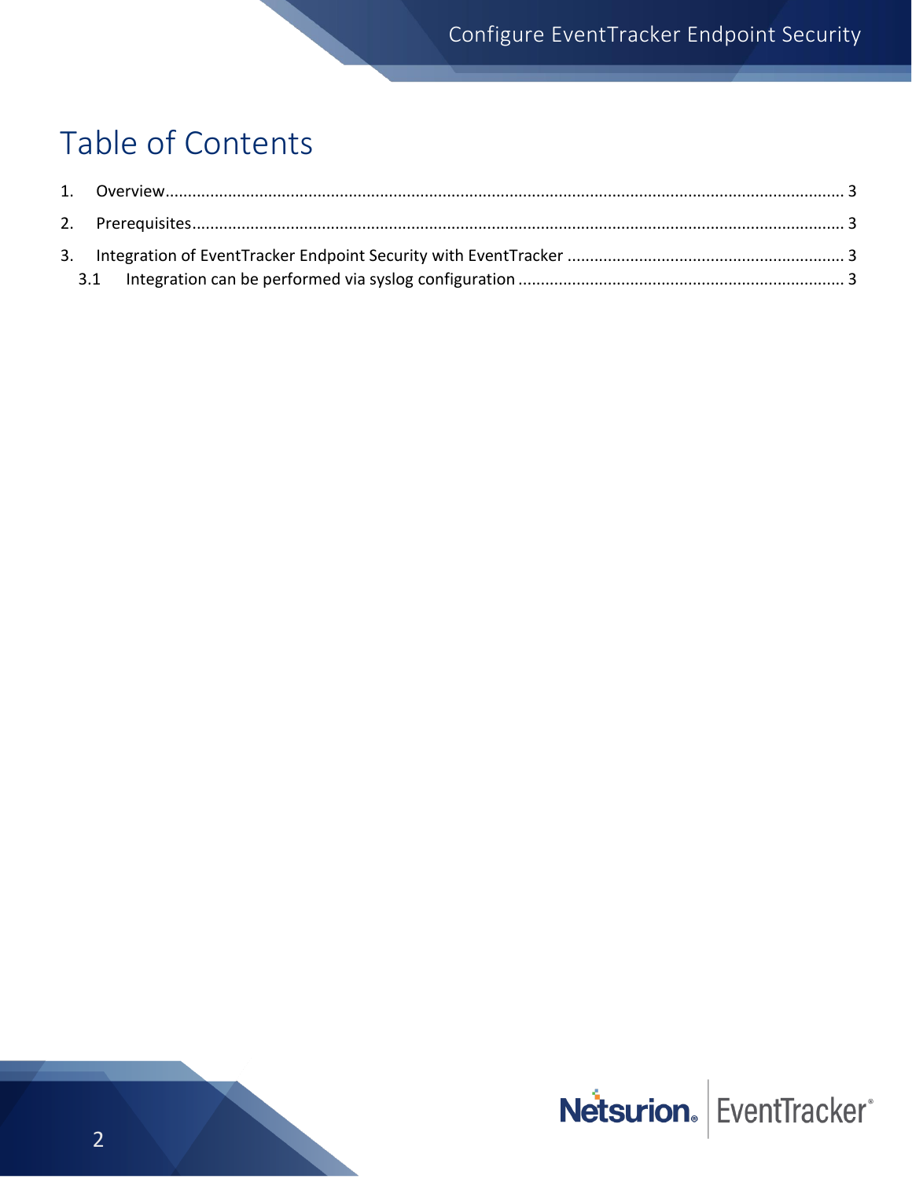# Table of Contents

1. Overview ............................................................................................................................................ 3
2. Prerequisites ........................................................................................................................................ 3
3. Integration of EventTracker Endpoint Security with EventTracker ............................................................. 3
   - 3.1 Integration can be performed via syslog configuration ........................................................................ 3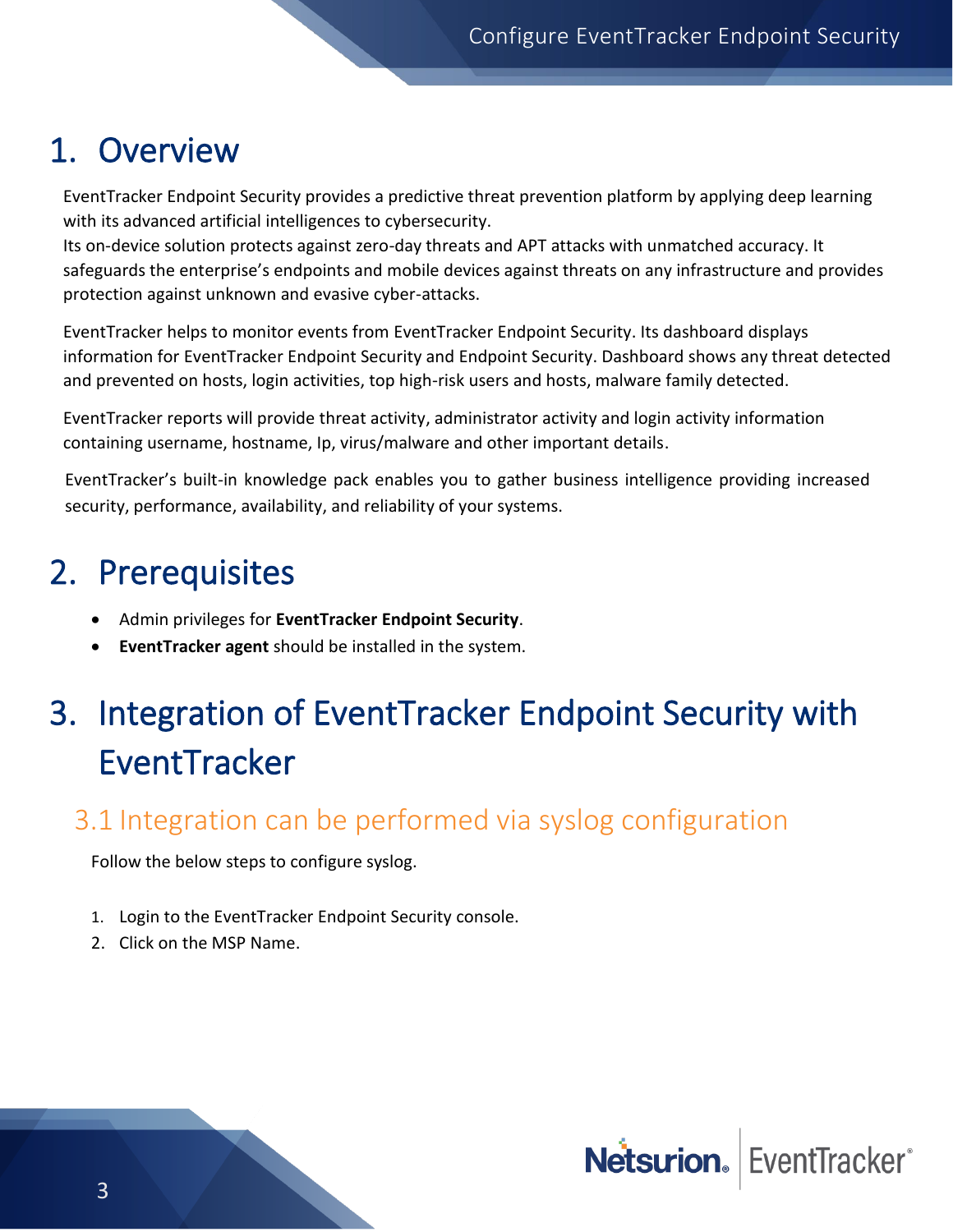# 1. Overview

EventTracker Endpoint Security provides a predictive threat prevention platform by applying deep learning with its advanced artificial intelligences to cybersecurity.
Its on-device solution protects against zero-day threats and APT attacks with unmatched accuracy. It safeguards the enterprise's endpoints and mobile devices against threats on any infrastructure and provides protection against unknown and evasive cyber-attacks.

EventTracker helps to monitor events from EventTracker Endpoint Security. Its dashboard displays information for EventTracker Endpoint Security and Endpoint Security. Dashboard shows any threat detected and prevented on hosts, login activities, top high-risk users and hosts, malware family detected.

EventTracker reports will provide threat activity, administrator activity and login activity information containing username, hostname, Ip, virus/malware and other important details.

EventTracker's built-in knowledge pack enables you to gather business intelligence providing increased security, performance, availability, and reliability of your systems.

# 2. Prerequisites

- Admin privileges for **EventTracker Endpoint Security**.
- **EventTracker agent** should be installed in the system.

# 3. Integration of EventTracker Endpoint Security with EventTracker

## 3.1 Integration can be performed via syslog configuration

Follow the below steps to configure syslog.

1. Login to the EventTracker Endpoint Security console.
2. Click on the MSP Name.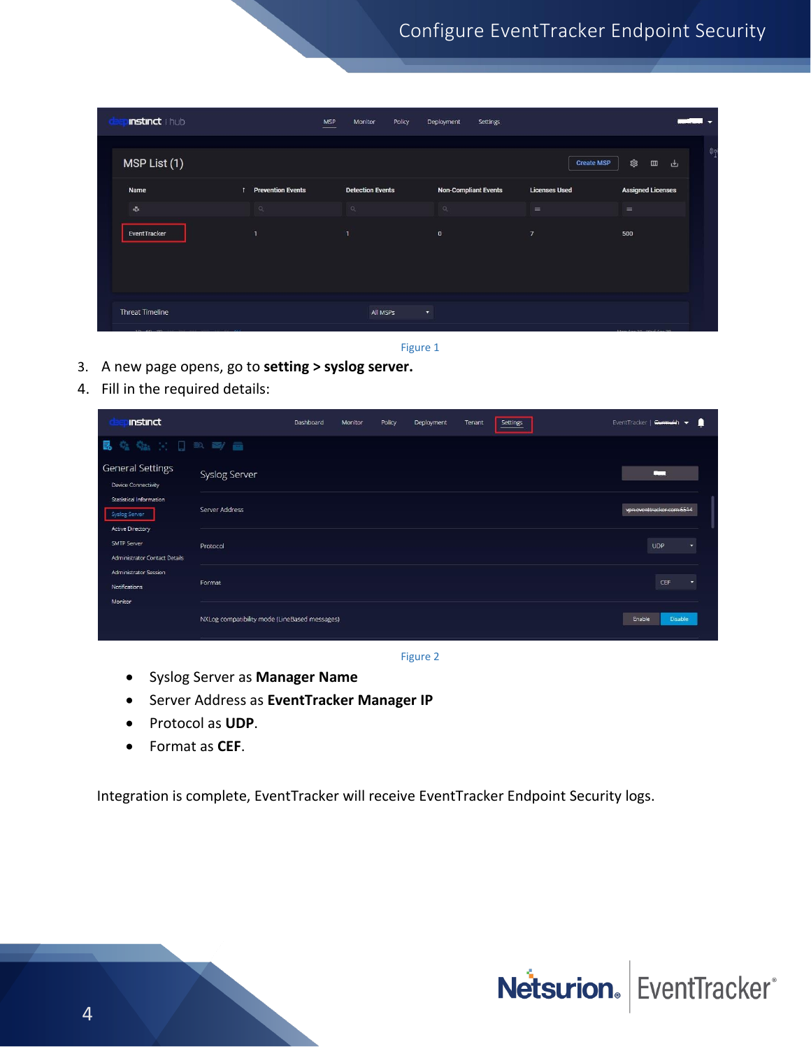Figure 1

3. A new page opens, go to **setting > syslog server.**
4. Fill in the required details:

Figure 2

- Syslog Server as **Manager Name**
- Server Address as **EventTracker Manager IP**
- Protocol as **UDP**.
- Format as **CEF**.

Integration is complete, EventTracker will receive EventTracker Endpoint Security logs.